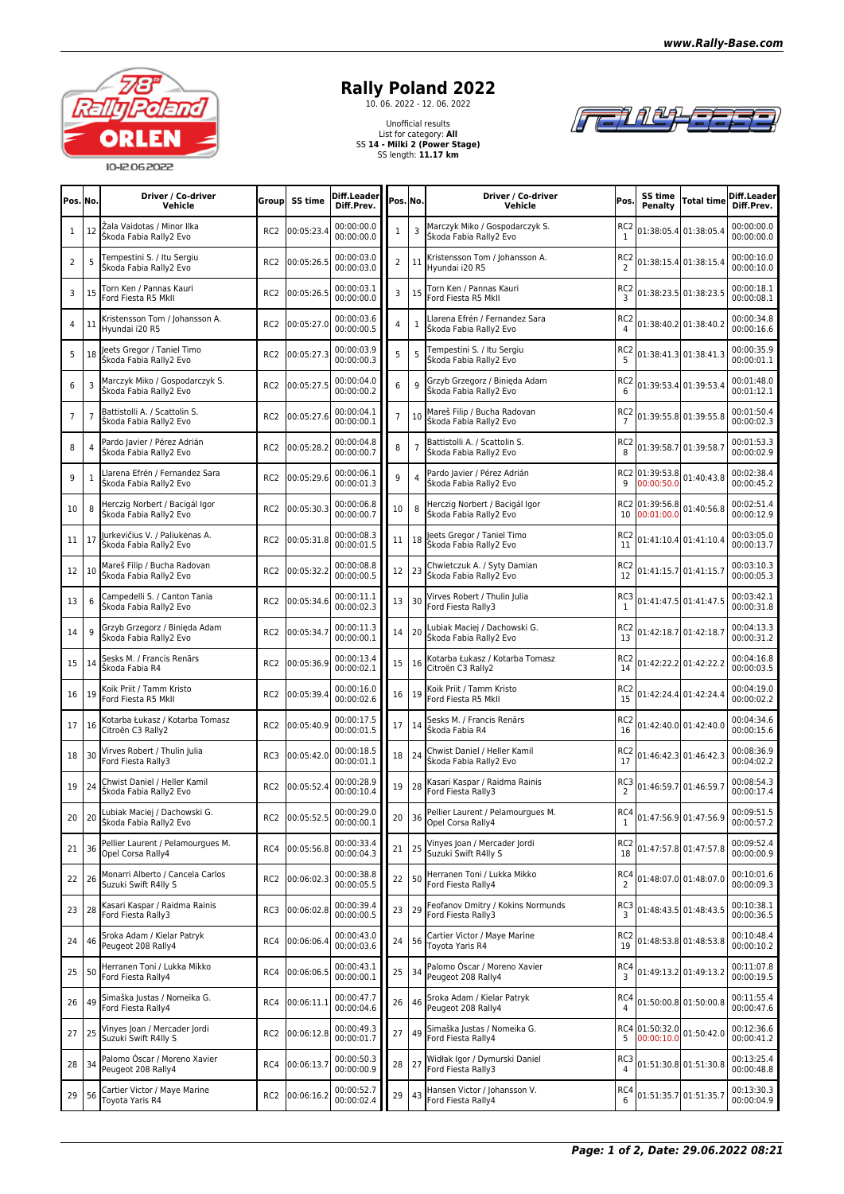# Rally Poland 2022

10. 06. 2022 - 12. 06. 2022

Unofficial results
List for category: **All**
SS **14 - Milki 2 (Power Stage)**
SS length: **11.17 km**

| Pos. | No. | Driver / Co-driver<br>Vehicle | Group | SS time | Diff.Leader<br>Diff.Prev. |
|---|---|---|---|---|---|
| 1 | 12 | Žala Vaidotas / Minor Ilka<br>Škoda Fabia Rally2 Evo | RC2 | 00:05:23.4 | 00:00:00.0<br>00:00:00.0 |
| 2 | 5 | Tempestini S. / Itu Sergiu<br>Škoda Fabia Rally2 Evo | RC2 | 00:05:26.5 | 00:00:03.0<br>00:00:03.0 |
| 3 | 15 | Torn Ken / Pannas Kauri<br>Ford Fiesta R5 MkII | RC2 | 00:05:26.5 | 00:00:03.1<br>00:00:00.0 |
| 4 | 11 | Kristensson Tom / Johansson A.<br>Hyundai i20 R5 | RC2 | 00:05:27.0 | 00:00:03.6<br>00:00:00.5 |
| 5 | 18 | Jeets Gregor / Taniel Timo<br>Škoda Fabia Rally2 Evo | RC2 | 00:05:27.3 | 00:00:03.9<br>00:00:00.3 |
| 6 | 3 | Marczyk Miko / Gospodarczyk S.<br>Škoda Fabia Rally2 Evo | RC2 | 00:05:27.5 | 00:00:04.0<br>00:00:00.2 |
| 7 | 7 | Battistolli A. / Scattolin S.<br>Škoda Fabia Rally2 Evo | RC2 | 00:05:27.6 | 00:00:04.1<br>00:00:00.1 |
| 8 | 4 | Pardo Javier / Pérez Adrián<br>Škoda Fabia Rally2 Evo | RC2 | 00:05:28.2 | 00:00:04.8<br>00:00:00.7 |
| 9 | 1 | Llarena Efrén / Fernandez Sara<br>Škoda Fabia Rally2 Evo | RC2 | 00:05:29.6 | 00:00:06.1<br>00:00:01.3 |
| 10 | 8 | Herczig Norbert / Bacigál Igor<br>Škoda Fabia Rally2 Evo | RC2 | 00:05:30.3 | 00:00:06.8<br>00:00:00.7 |
| 11 | 17 | Jurkevičius V. / Paliukėnas A.<br>Škoda Fabia Rally2 Evo | RC2 | 00:05:31.8 | 00:00:08.3<br>00:00:01.5 |
| 12 | 10 | Mareš Filip / Bucha Radovan<br>Škoda Fabia Rally2 Evo | RC2 | 00:05:32.2 | 00:00:08.8<br>00:00:00.5 |
| 13 | 6 | Campedelli S. / Canton Tania<br>Škoda Fabia Rally2 Evo | RC2 | 00:05:34.6 | 00:00:11.1<br>00:00:02.3 |
| 14 | 9 | Grzyb Grzegorz / Binięda Adam<br>Škoda Fabia Rally2 Evo | RC2 | 00:05:34.7 | 00:00:11.3<br>00:00:00.1 |
| 15 | 14 | Sesks M. / Francis Renārs<br>Škoda Fabia R4 | RC2 | 00:05:36.9 | 00:00:13.4<br>00:00:02.1 |
| 16 | 19 | Koik Priit / Tamm Kristo<br>Ford Fiesta R5 MkII | RC2 | 00:05:39.4 | 00:00:16.0<br>00:00:02.6 |
| 17 | 16 | Kotarba Łukasz / Kotarba Tomasz<br>Citroën C3 Rally2 | RC2 | 00:05:40.9 | 00:00:17.5<br>00:00:01.5 |
| 18 | 30 | Virves Robert / Thulin Julia<br>Ford Fiesta Rally3 | RC3 | 00:05:42.0 | 00:00:18.5<br>00:00:01.1 |
| 19 | 24 | Chwist Daniel / Heller Kamil<br>Škoda Fabia Rally2 Evo | RC2 | 00:05:52.4 | 00:00:28.9<br>00:00:10.4 |
| 20 | 20 | Lubiak Maciej / Dachowski G.<br>Škoda Fabia Rally2 Evo | RC2 | 00:05:52.5 | 00:00:29.0<br>00:00:00.1 |
| 21 | 36 | Pellier Laurent / Pelamourgues M.<br>Opel Corsa Rally4 | RC4 | 00:05:56.8 | 00:00:33.4<br>00:00:04.3 |
| 22 | 26 | Monarri Alberto / Cancela Carlos<br>Suzuki Swift R4lly S | RC2 | 00:06:02.3 | 00:00:38.8<br>00:00:05.5 |
| 23 | 28 | Kasari Kaspar / Raidma Rainis<br>Ford Fiesta Rally3 | RC3 | 00:06:02.8 | 00:00:39.4<br>00:00:00.5 |
| 24 | 46 | Sroka Adam / Kielar Patryk<br>Peugeot 208 Rally4 | RC4 | 00:06:06.4 | 00:00:43.0<br>00:00:03.6 |
| 25 | 50 | Herranen Toni / Lukka Mikko<br>Ford Fiesta Rally4 | RC4 | 00:06:06.5 | 00:00:43.1<br>00:00:00.1 |
| 26 | 49 | Simaška Justas / Nomeika G.<br>Ford Fiesta Rally4 | RC4 | 00:06:11.1 | 00:00:47.7<br>00:00:04.6 |
| 27 | 25 | Vinyes Joan / Mercader Jordi<br>Suzuki Swift R4lly S | RC2 | 00:06:12.8 | 00:00:49.3<br>00:00:01.7 |
| 28 | 34 | Palomo Óscar / Moreno Xavier<br>Peugeot 208 Rally4 | RC4 | 00:06:13.7 | 00:00:50.3<br>00:00:00.9 |
| 29 | 56 | Cartier Victor / Maye Marine<br>Toyota Yaris R4 | RC2 | 00:06:16.2 | 00:00:52.7<br>00:00:02.4 |

| Pos. | No. | Driver / Co-driver<br>Vehicle | Pos. | SS time<br>Penalty | Total time | Diff.Leader<br>Diff.Prev. |
|---|---|---|---|---|---|---|
| 1 | 3 | Marczyk Miko / Gospodarczyk S.<br>Škoda Fabia Rally2 Evo | RC2<br>1 | 01:38:05.4 | 01:38:05.4 | 00:00:00.0<br>00:00:00.0 |
| 2 | 11 | Kristensson Tom / Johansson A.<br>Hyundai i20 R5 | RC2<br>2 | 01:38:15.4 | 01:38:15.4 | 00:00:10.0<br>00:00:10.0 |
| 3 | 15 | Torn Ken / Pannas Kauri<br>Ford Fiesta R5 MkII | RC2<br>3 | 01:38:23.5 | 01:38:23.5 | 00:00:18.1<br>00:00:08.1 |
| 4 | 1 | Llarena Efrén / Fernandez Sara<br>Škoda Fabia Rally2 Evo | RC2<br>4 | 01:38:40.2 | 01:38:40.2 | 00:00:34.8<br>00:00:16.6 |
| 5 | 5 | Tempestini S. / Itu Sergiu<br>Škoda Fabia Rally2 Evo | RC2<br>5 | 01:38:41.3 | 01:38:41.3 | 00:00:35.9<br>00:00:01.1 |
| 6 | 9 | Grzyb Grzegorz / Binięda Adam<br>Škoda Fabia Rally2 Evo | RC2<br>6 | 01:39:53.4 | 01:39:53.4 | 00:01:48.0<br>00:01:12.1 |
| 7 | 10 | Mareš Filip / Bucha Radovan<br>Škoda Fabia Rally2 Evo | RC2<br>7 | 01:39:55.8 | 01:39:55.8 | 00:01:50.4<br>00:00:02.3 |
| 8 | 7 | Battistolli A. / Scattolin S.<br>Škoda Fabia Rally2 Evo | RC2<br>8 | 01:39:58.7 | 01:39:58.7 | 00:01:53.3<br>00:00:02.9 |
| 9 | 4 | Pardo Javier / Pérez Adrián<br>Škoda Fabia Rally2 Evo | RC2<br>9 | 01:39:53.8<br>00:00:50.0 | 01:40:43.8 | 00:02:38.4<br>00:00:45.2 |
| 10 | 8 | Herczig Norbert / Bacigál Igor<br>Škoda Fabia Rally2 Evo | RC2<br>10 | 01:39:56.8<br>00:01:00.0 | 01:40:56.8 | 00:02:51.4<br>00:00:12.9 |
| 11 | 18 | Jeets Gregor / Taniel Timo<br>Škoda Fabia Rally2 Evo | RC2<br>11 | 01:41:10.4 | 01:41:10.4 | 00:03:05.0<br>00:00:13.7 |
| 12 | 23 | Chwietczuk A. / Syty Damian<br>Škoda Fabia Rally2 Evo | RC2<br>12 | 01:41:15.7 | 01:41:15.7 | 00:03:10.3<br>00:00:05.3 |
| 13 | 30 | Virves Robert / Thulin Julia<br>Ford Fiesta Rally3 | RC3<br>1 | 01:41:47.5 | 01:41:47.5 | 00:03:42.1<br>00:00:31.8 |
| 14 | 20 | Lubiak Maciej / Dachowski G.<br>Škoda Fabia Rally2 Evo | RC2<br>13 | 01:42:18.7 | 01:42:18.7 | 00:04:13.3<br>00:00:31.2 |
| 15 | 16 | Kotarba Łukasz / Kotarba Tomasz<br>Citroën C3 Rally2 | RC2<br>14 | 01:42:22.2 | 01:42:22.2 | 00:04:16.8<br>00:00:03.5 |
| 16 | 19 | Koik Priit / Tamm Kristo<br>Ford Fiesta R5 MkII | RC2<br>15 | 01:42:24.4 | 01:42:24.4 | 00:04:19.0<br>00:00:02.2 |
| 17 | 14 | Sesks M. / Francis Renārs<br>Škoda Fabia R4 | RC2<br>16 | 01:42:40.0 | 01:42:40.0 | 00:04:34.6<br>00:00:15.6 |
| 18 | 24 | Chwist Daniel / Heller Kamil<br>Škoda Fabia Rally2 Evo | RC2<br>17 | 01:46:42.3 | 01:46:42.3 | 00:08:36.9<br>00:04:02.2 |
| 19 | 28 | Kasari Kaspar / Raidma Rainis<br>Ford Fiesta Rally3 | RC3<br>2 | 01:46:59.7 | 01:46:59.7 | 00:08:54.3<br>00:00:17.4 |
| 20 | 36 | Pellier Laurent / Pelamourgues M.<br>Opel Corsa Rally4 | RC4<br>1 | 01:47:56.9 | 01:47:56.9 | 00:09:51.5<br>00:00:57.2 |
| 21 | 25 | Vinyes Joan / Mercader Jordi<br>Suzuki Swift R4lly S | RC2<br>18 | 01:47:57.8 | 01:47:57.8 | 00:09:52.4<br>00:00:00.9 |
| 22 | 50 | Herranen Toni / Lukka Mikko<br>Ford Fiesta Rally4 | RC4<br>2 | 01:48:07.0 | 01:48:07.0 | 00:10:01.6<br>00:00:09.3 |
| 23 | 29 | Feofanov Dmitry / Kokins Normunds<br>Ford Fiesta Rally3 | RC3<br>3 | 01:48:43.5 | 01:48:43.5 | 00:10:38.1<br>00:00:36.5 |
| 24 | 56 | Cartier Victor / Maye Marine<br>Toyota Yaris R4 | RC2<br>19 | 01:48:53.8 | 01:48:53.8 | 00:10:48.4<br>00:00:10.2 |
| 25 | 34 | Palomo Óscar / Moreno Xavier<br>Peugeot 208 Rally4 | RC4<br>3 | 01:49:13.2 | 01:49:13.2 | 00:11:07.8<br>00:00:19.5 |
| 26 | 46 | Sroka Adam / Kielar Patryk<br>Peugeot 208 Rally4 | RC4<br>4 | 01:50:00.8 | 01:50:00.8 | 00:11:55.4<br>00:00:47.6 |
| 27 | 49 | Simaška Justas / Nomeika G.<br>Ford Fiesta Rally4 | RC4<br>5 | 01:50:32.0<br>00:00:10.0 | 01:50:42.0 | 00:12:36.6<br>00:00:41.2 |
| 28 | 27 | Widłak Igor / Dymurski Daniel<br>Ford Fiesta Rally3 | RC3<br>4 | 01:51:30.8 | 01:51:30.8 | 00:13:25.4<br>00:00:48.8 |
| 29 | 43 | Hansen Victor / Johansson V.<br>Ford Fiesta Rally4 | RC4<br>6 | 01:51:35.7 | 01:51:35.7 | 00:13:30.3<br>00:00:04.9 |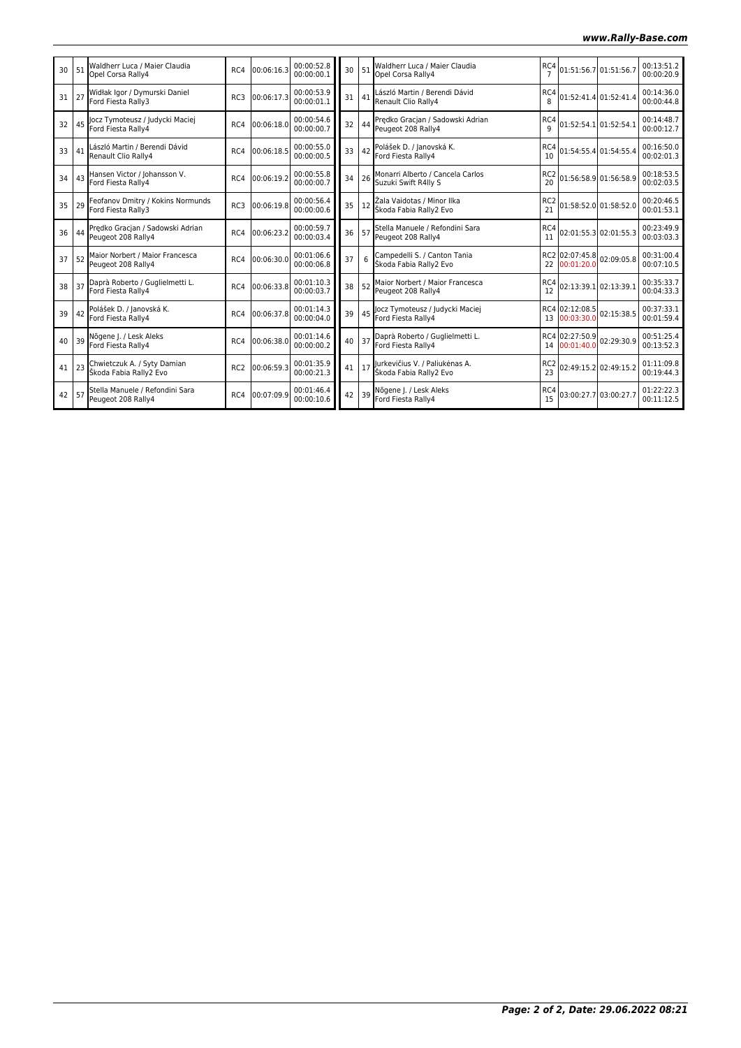| | | | | | | | | | | | | | |
|---|---|---|---|---|---|---|---|---|---|---|---|---|---|
| 30 | 51 | Waldherr Luca / Maier Claudia<br>Opel Corsa Rally4 | RC4 | 00:06:16.3 | 00:00:52.8<br>00:00:00.1 | 30 | 51 | Waldherr Luca / Maier Claudia<br>Opel Corsa Rally4 | RC4<br>7 | 01:51:56.7 | 01:51:56.7 | 00:13:51.2<br>00:00:20.9 |
| 31 | 27 | Widłak Igor / Dymurski Daniel<br>Ford Fiesta Rally3 | RC3 | 00:06:17.3 | 00:00:53.9<br>00:00:01.1 | 31 | 41 | László Martin / Berendi Dávid<br>Renault Clio Rally4 | RC4<br>8 | 01:52:41.4 | 01:52:41.4 | 00:14:36.0<br>00:00:44.8 |
| 32 | 45 | Jocz Tymoteusz / Judycki Maciej<br>Ford Fiesta Rally4 | RC4 | 00:06:18.0 | 00:00:54.6<br>00:00:00.7 | 32 | 44 | Prędko Gracjan / Sadowski Adrian<br>Peugeot 208 Rally4 | RC4<br>9 | 01:52:54.1 | 01:52:54.1 | 00:14:48.7<br>00:00:12.7 |
| 33 | 41 | László Martin / Berendi Dávid<br>Renault Clio Rally4 | RC4 | 00:06:18.5 | 00:00:55.0<br>00:00:00.5 | 33 | 42 | Polášek D. / Janovská K.<br>Ford Fiesta Rally4 | RC4<br>10 | 01:54:55.4 | 01:54:55.4 | 00:16:50.0<br>00:02:01.3 |
| 34 | 43 | Hansen Victor / Johansson V.<br>Ford Fiesta Rally4 | RC4 | 00:06:19.2 | 00:00:55.8<br>00:00:00.7 | 34 | 26 | Monarri Alberto / Cancela Carlos<br>Suzuki Swift R4lly S | RC2<br>20 | 01:56:58.9 | 01:56:58.9 | 00:18:53.5<br>00:02:03.5 |
| 35 | 29 | Feofanov Dmitry / Kokins Normunds<br>Ford Fiesta Rally3 | RC3 | 00:06:19.8 | 00:00:56.4<br>00:00:00.6 | 35 | 12 | Žala Vaidotas / Minor Ilka<br>Škoda Fabia Rally2 Evo | RC2<br>21 | 01:58:52.0 | 01:58:52.0 | 00:20:46.5<br>00:01:53.1 |
| 36 | 44 | Prędko Gracjan / Sadowski Adrian<br>Peugeot 208 Rally4 | RC4 | 00:06:23.2 | 00:00:59.7<br>00:00:03.4 | 36 | 57 | Stella Manuele / Refondini Sara<br>Peugeot 208 Rally4 | RC4<br>11 | 02:01:55.3 | 02:01:55.3 | 00:23:49.9<br>00:03:03.3 |
| 37 | 52 | Maior Norbert / Maior Francesca<br>Peugeot 208 Rally4 | RC4 | 00:06:30.0 | 00:01:06.6<br>00:00:06.8 | 37 | 6 | Campedelli S. / Canton Tania<br>Škoda Fabia Rally2 Evo | RC2<br>22 | 02:07:45.8<br>00:01:20.0 | 02:09:05.8 | 00:31:00.4<br>00:07:10.5 |
| 38 | 37 | Daprà Roberto / Guglielmetti L.<br>Ford Fiesta Rally4 | RC4 | 00:06:33.8 | 00:01:10.3<br>00:00:03.7 | 38 | 52 | Maior Norbert / Maior Francesca<br>Peugeot 208 Rally4 | RC4<br>12 | 02:13:39.1 | 02:13:39.1 | 00:35:33.7<br>00:04:33.3 |
| 39 | 42 | Polášek D. / Janovská K.<br>Ford Fiesta Rally4 | RC4 | 00:06:37.8 | 00:01:14.3<br>00:00:04.0 | 39 | 45 | Jocz Tymoteusz / Judycki Maciej<br>Ford Fiesta Rally4 | RC4<br>13 | 02:12:08.5<br>00:03:30.0 | 02:15:38.5 | 00:37:33.1<br>00:01:59.4 |
| 40 | 39 | Nõgene J. / Lesk Aleks<br>Ford Fiesta Rally4 | RC4 | 00:06:38.0 | 00:01:14.6<br>00:00:00.2 | 40 | 37 | Daprà Roberto / Guglielmetti L.<br>Ford Fiesta Rally4 | RC4<br>14 | 02:27:50.9<br>00:01:40.0 | 02:29:30.9 | 00:51:25.4<br>00:13:52.3 |
| 41 | 23 | Chwietczuk A. / Syty Damian<br>Škoda Fabia Rally2 Evo | RC2 | 00:06:59.3 | 00:01:35.9<br>00:00:21.3 | 41 | 17 | Jurkevičius V. / Paliukėnas A.<br>Škoda Fabia Rally2 Evo | RC2<br>23 | 02:49:15.2 | 02:49:15.2 | 01:11:09.8<br>00:19:44.3 |
| 42 | 57 | Stella Manuele / Refondini Sara<br>Peugeot 208 Rally4 | RC4 | 00:07:09.9 | 00:01:46.4<br>00:00:10.6 | 42 | 39 | Nõgene J. / Lesk Aleks<br>Ford Fiesta Rally4 | RC4<br>15 | 03:00:27.7 | 03:00:27.7 | 01:22:22.3<br>00:11:12.5 |